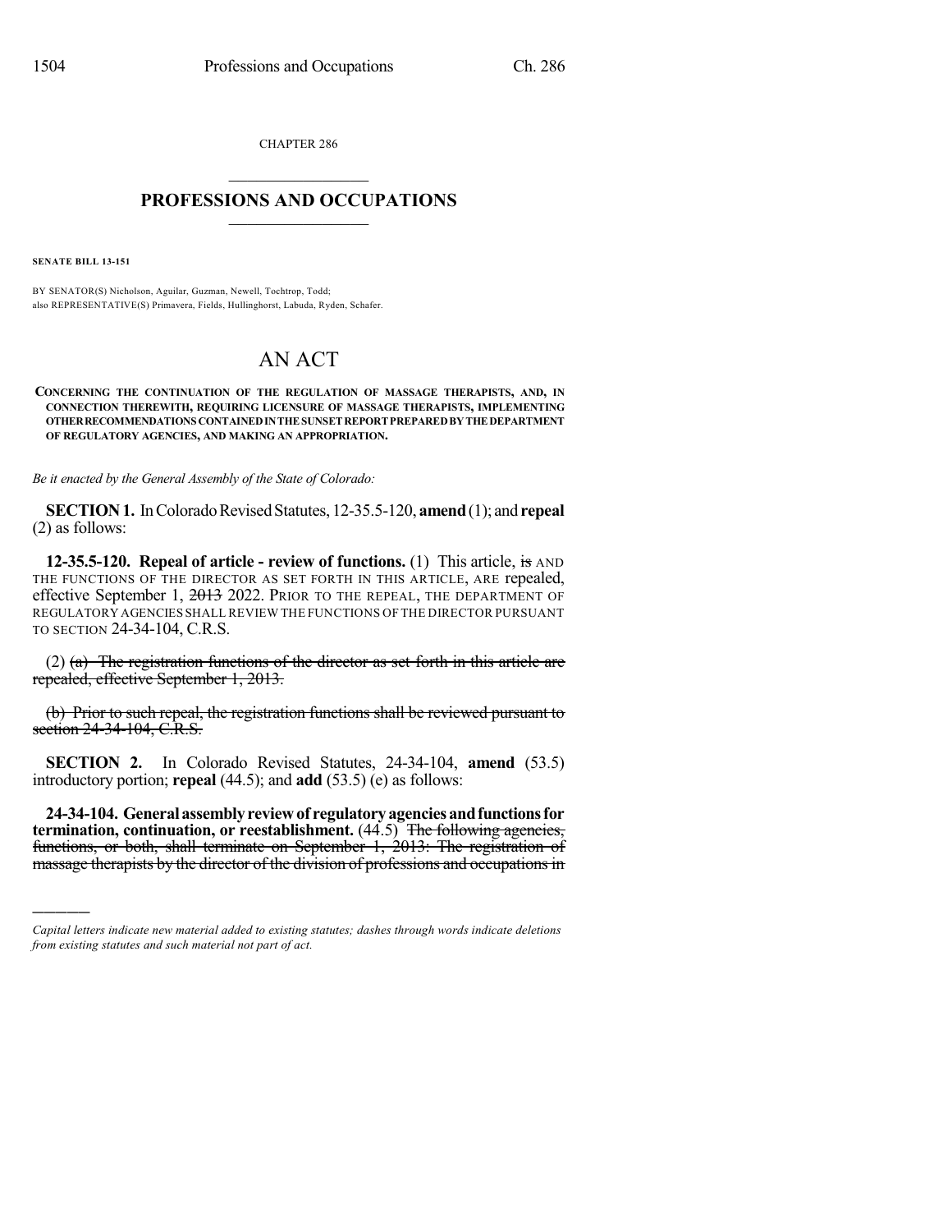CHAPTER 286

# PROFESSIONS AND OCCUPATIONS

**SENATE BILL 13-151**

BY SENATOR(S) Nicholson, Aguilar, Guzman, Newell, Tochtrop, Todd;
also REPRESENTATIVE(S) Primavera, Fields, Hullinghorst, Labuda, Ryden, Schafer.

# AN ACT

**CONCERNING THE CONTINUATION OF THE REGULATION OF MASSAGE THERAPISTS, AND, IN CONNECTION THEREWITH, REQUIRING LICENSURE OF MASSAGE THERAPISTS, IMPLEMENTING OTHER RECOMMENDATIONS CONTAINED IN THE SUNSET REPORT PREPARED BY THE DEPARTMENT OF REGULATORY AGENCIES, AND MAKING AN APPROPRIATION.**

*Be it enacted by the General Assembly of the State of Colorado:*

**SECTION 1.** In Colorado Revised Statutes, 12-35.5-120, **amend** (1); and **repeal** (2) as follows:

**12-35.5-120. Repeal of article - review of functions.** (1) This article, ~~is~~ AND THE FUNCTIONS OF THE DIRECTOR AS SET FORTH IN THIS ARTICLE, ARE repealed, effective September 1, ~~2013~~ 2022. PRIOR TO THE REPEAL, THE DEPARTMENT OF REGULATORY AGENCIES SHALL REVIEW THE FUNCTIONS OF THE DIRECTOR PURSUANT TO SECTION 24-34-104, C.R.S.

(2) ~~(a) The registration functions of the director as set forth in this article are repealed, effective September 1, 2013.~~

~~(b) Prior to such repeal, the registration functions shall be reviewed pursuant to section 24-34-104, C.R.S.~~

**SECTION 2.** In Colorado Revised Statutes, 24-34-104, **amend** (53.5) introductory portion; **repeal** (44.5); and **add** (53.5) (e) as follows:

**24-34-104. General assembly review of regulatory agencies and functions for termination, continuation, or reestablishment.** (44.5) ~~The following agencies, functions, or both, shall terminate on September 1, 2013: The registration of massage therapists by the director of the division of professions and occupations in~~

*Capital letters indicate new material added to existing statutes; dashes through words indicate deletions from existing statutes and such material not part of act.*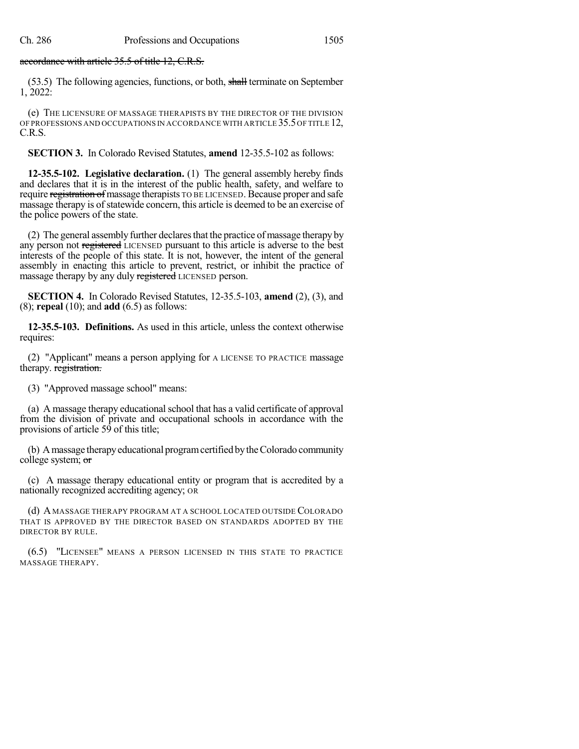~~accordance with article 35.5 of title 12, C.R.S.~~

(53.5) The following agencies, functions, or both, ~~shall~~ terminate on September 1, 2022:

(e) THE LICENSURE OF MASSAGE THERAPISTS BY THE DIRECTOR OF THE DIVISION OF PROFESSIONS AND OCCUPATIONS IN ACCORDANCE WITH ARTICLE 35.5 OF TITLE 12, C.R.S.

**SECTION 3.** In Colorado Revised Statutes, **amend** 12-35.5-102 as follows:

**12-35.5-102. Legislative declaration.** (1) The general assembly hereby finds and declares that it is in the interest of the public health, safety, and welfare to require ~~registration of~~ massage therapists TO BE LICENSED. Because proper and safe massage therapy is of statewide concern, this article is deemed to be an exercise of the police powers of the state.

(2) The general assembly further declares that the practice of massage therapy by any person not ~~registered~~ LICENSED pursuant to this article is adverse to the best interests of the people of this state. It is not, however, the intent of the general assembly in enacting this article to prevent, restrict, or inhibit the practice of massage therapy by any duly ~~registered~~ LICENSED person.

**SECTION 4.** In Colorado Revised Statutes, 12-35.5-103, **amend** (2), (3), and (8); **repeal** (10); and **add** (6.5) as follows:

**12-35.5-103. Definitions.** As used in this article, unless the context otherwise requires:

(2) "Applicant" means a person applying for A LICENSE TO PRACTICE massage therapy. ~~registration.~~

(3) "Approved massage school" means:

(a) A massage therapy educational school that has a valid certificate of approval from the division of private and occupational schools in accordance with the provisions of article 59 of this title;

(b) A massage therapy educational program certified by the Colorado community college system; ~~or~~

(c) A massage therapy educational entity or program that is accredited by a nationally recognized accrediting agency; OR

(d) A MASSAGE THERAPY PROGRAM AT A SCHOOL LOCATED OUTSIDE COLORADO THAT IS APPROVED BY THE DIRECTOR BASED ON STANDARDS ADOPTED BY THE DIRECTOR BY RULE.

(6.5) "LICENSEE" MEANS A PERSON LICENSED IN THIS STATE TO PRACTICE MASSAGE THERAPY.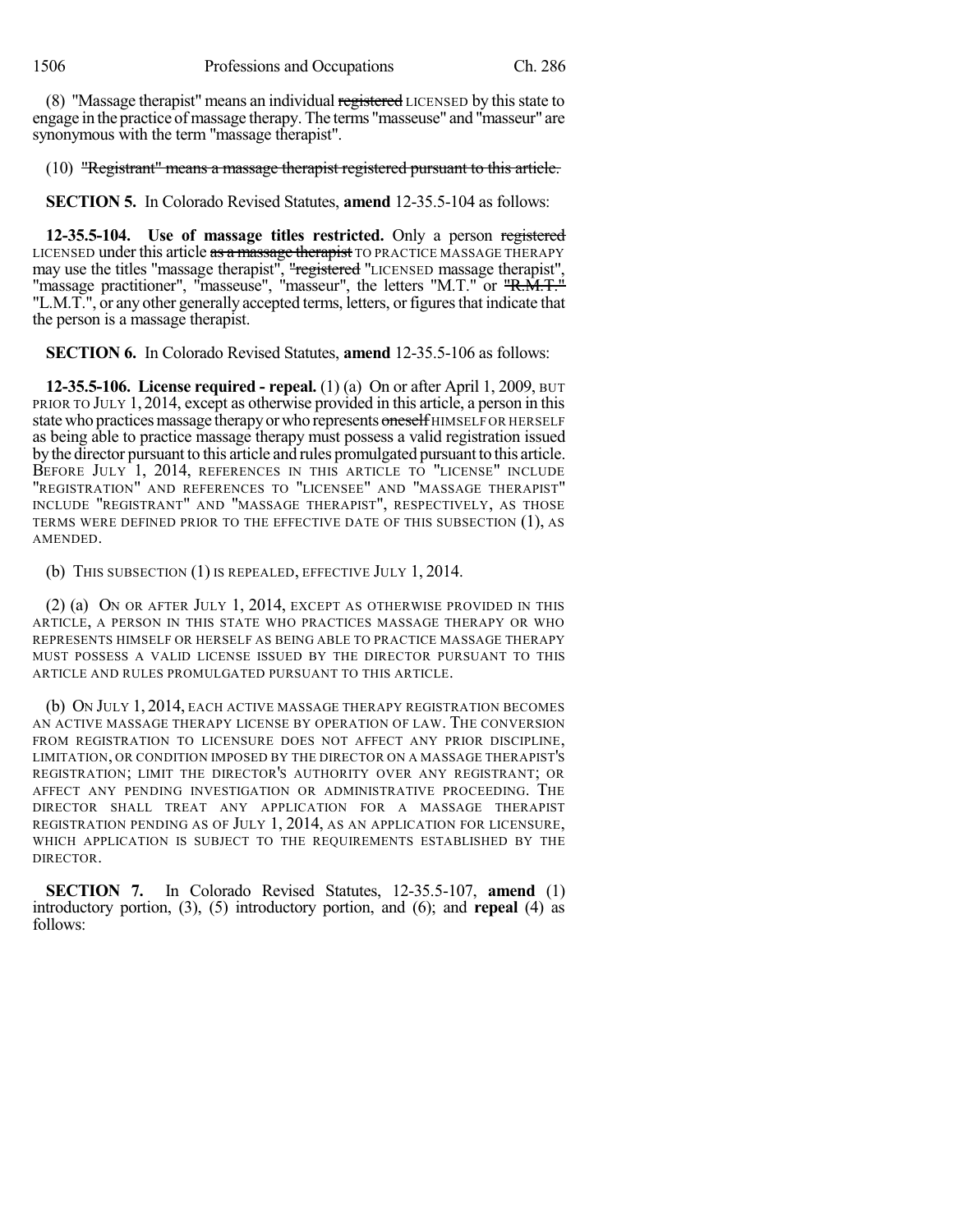(8) "Massage therapist" means an individual ~~registered~~ LICENSED by this state to engage in the practice of massage therapy. The terms "masseuse" and "masseur" are synonymous with the term "massage therapist".

(10) ~~"Registrant" means a massage therapist registered pursuant to this article.~~

**SECTION 5.** In Colorado Revised Statutes, **amend** 12-35.5-104 as follows:

**12-35.5-104. Use of massage titles restricted.** Only a person ~~registered~~ LICENSED under this article ~~as a massage therapist~~ TO PRACTICE MASSAGE THERAPY may use the titles "massage therapist", ~~"registered~~ "LICENSED massage therapist", "massage practitioner", "masseuse", "masseur", the letters "M.T." or ~~"R.M.T."~~ "L.M.T.", or any other generally accepted terms, letters, or figures that indicate that the person is a massage therapist.

**SECTION 6.** In Colorado Revised Statutes, **amend** 12-35.5-106 as follows:

**12-35.5-106. License required - repeal.** (1) (a) On or after April 1, 2009, BUT PRIOR TO JULY 1, 2014, except as otherwise provided in this article, a person in this state who practices massage therapy or who represents ~~oneself~~ HIMSELF OR HERSELF as being able to practice massage therapy must possess a valid registration issued by the director pursuant to this article and rules promulgated pursuant to this article. BEFORE JULY 1, 2014, REFERENCES IN THIS ARTICLE TO "LICENSE" INCLUDE "REGISTRATION" AND REFERENCES TO "LICENSEE" AND "MASSAGE THERAPIST" INCLUDE "REGISTRANT" AND "MASSAGE THERAPIST", RESPECTIVELY, AS THOSE TERMS WERE DEFINED PRIOR TO THE EFFECTIVE DATE OF THIS SUBSECTION (1), AS AMENDED.

(b) THIS SUBSECTION (1) IS REPEALED, EFFECTIVE JULY 1, 2014.

(2) (a) ON OR AFTER JULY 1, 2014, EXCEPT AS OTHERWISE PROVIDED IN THIS ARTICLE, A PERSON IN THIS STATE WHO PRACTICES MASSAGE THERAPY OR WHO REPRESENTS HIMSELF OR HERSELF AS BEING ABLE TO PRACTICE MASSAGE THERAPY MUST POSSESS A VALID LICENSE ISSUED BY THE DIRECTOR PURSUANT TO THIS ARTICLE AND RULES PROMULGATED PURSUANT TO THIS ARTICLE.

(b) ON JULY 1, 2014, EACH ACTIVE MASSAGE THERAPY REGISTRATION BECOMES AN ACTIVE MASSAGE THERAPY LICENSE BY OPERATION OF LAW. THE CONVERSION FROM REGISTRATION TO LICENSURE DOES NOT AFFECT ANY PRIOR DISCIPLINE, LIMITATION, OR CONDITION IMPOSED BY THE DIRECTOR ON A MASSAGE THERAPIST'S REGISTRATION; LIMIT THE DIRECTOR'S AUTHORITY OVER ANY REGISTRANT; OR AFFECT ANY PENDING INVESTIGATION OR ADMINISTRATIVE PROCEEDING. THE DIRECTOR SHALL TREAT ANY APPLICATION FOR A MASSAGE THERAPIST REGISTRATION PENDING AS OF JULY 1, 2014, AS AN APPLICATION FOR LICENSURE, WHICH APPLICATION IS SUBJECT TO THE REQUIREMENTS ESTABLISHED BY THE DIRECTOR.

**SECTION 7.** In Colorado Revised Statutes, 12-35.5-107, **amend** (1) introductory portion, (3), (5) introductory portion, and (6); and **repeal** (4) as follows: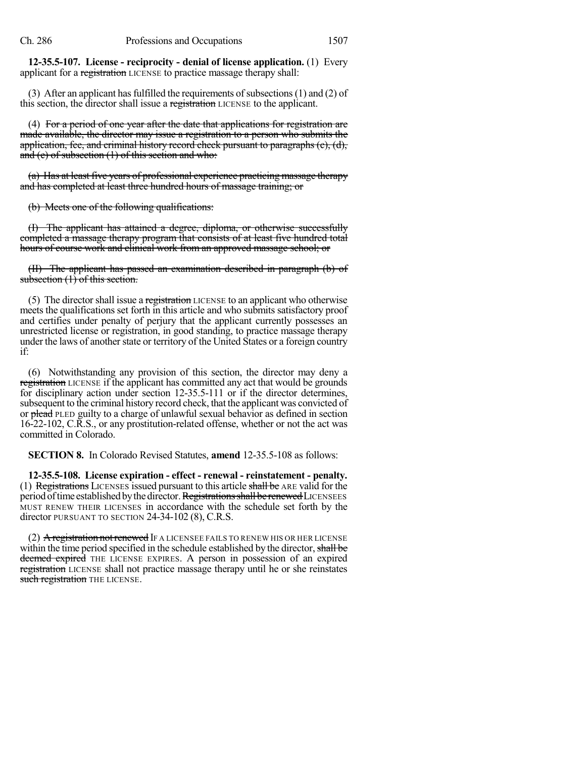**12-35.5-107. License - reciprocity - denial of license application.** (1) Every applicant for a ~~registration~~ LICENSE to practice massage therapy shall:

(3) After an applicant has fulfilled the requirements of subsections (1) and (2) of this section, the director shall issue a ~~registration~~ LICENSE to the applicant.

(4) ~~For a period of one year after the date that applications for registration are made available, the director may issue a registration to a person who submits the application, fee, and criminal history record check pursuant to paragraphs (c), (d), and (e) of subsection (1) of this section and who:~~

~~(a) Has at least five years of professional experience practicing massage therapy and has completed at least three hundred hours of massage training; or~~

~~(b) Meets one of the following qualifications:~~

~~(I) The applicant has attained a degree, diploma, or otherwise successfully completed a massage therapy program that consists of at least five hundred total hours of course work and clinical work from an approved massage school; or~~

~~(II) The applicant has passed an examination described in paragraph (b) of subsection (1) of this section.~~

(5) The director shall issue a ~~registration~~ LICENSE to an applicant who otherwise meets the qualifications set forth in this article and who submits satisfactory proof and certifies under penalty of perjury that the applicant currently possesses an unrestricted license or registration, in good standing, to practice massage therapy under the laws of another state or territory of the United States or a foreign country if:

(6) Notwithstanding any provision of this section, the director may deny a ~~registration~~ LICENSE if the applicant has committed any act that would be grounds for disciplinary action under section 12-35.5-111 or if the director determines, subsequent to the criminal history record check, that the applicant was convicted of or ~~plead~~ PLED guilty to a charge of unlawful sexual behavior as defined in section 16-22-102, C.R.S., or any prostitution-related offense, whether or not the act was committed in Colorado.

**SECTION 8.** In Colorado Revised Statutes, **amend** 12-35.5-108 as follows:

**12-35.5-108. License expiration - effect - renewal - reinstatement - penalty.** (1) ~~Registrations~~ LICENSES issued pursuant to this article ~~shall be~~ ARE valid for the period of time established by the director. ~~Registrations shall be renewed~~ LICENSEES MUST RENEW THEIR LICENSES in accordance with the schedule set forth by the director PURSUANT TO SECTION 24-34-102 (8), C.R.S.

(2) ~~A registration not renewed~~ IF A LICENSEE FAILS TO RENEW HIS OR HER LICENSE within the time period specified in the schedule established by the director, ~~shall be deemed expired~~ THE LICENSE EXPIRES. A person in possession of an expired ~~registration~~ LICENSE shall not practice massage therapy until he or she reinstates ~~such registration~~ THE LICENSE.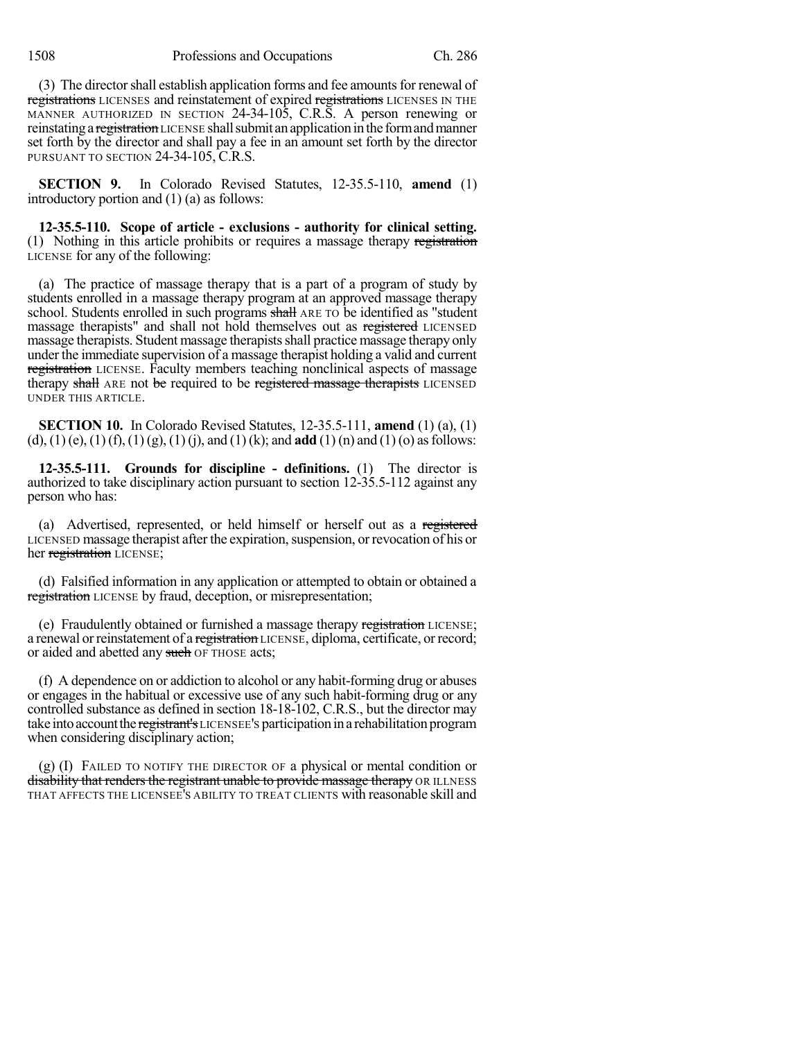(3) The director shall establish application forms and fee amounts for renewal of ~~registrations~~ LICENSES and reinstatement of expired ~~registrations~~ LICENSES IN THE MANNER AUTHORIZED IN SECTION 24-34-105, C.R.S. A person renewing or reinstating a ~~registration~~ LICENSE shall submit an application in the form and manner set forth by the director and shall pay a fee in an amount set forth by the director PURSUANT TO SECTION 24-34-105, C.R.S.

**SECTION 9.** In Colorado Revised Statutes, 12-35.5-110, **amend** (1) introductory portion and (1) (a) as follows:

**12-35.5-110. Scope of article - exclusions - authority for clinical setting.** (1) Nothing in this article prohibits or requires a massage therapy ~~registration~~ LICENSE for any of the following:

(a) The practice of massage therapy that is a part of a program of study by students enrolled in a massage therapy program at an approved massage therapy school. Students enrolled in such programs ~~shall~~ ARE TO be identified as "student massage therapists" and shall not hold themselves out as ~~registered~~ LICENSED massage therapists. Student massage therapists shall practice massage therapy only under the immediate supervision of a massage therapist holding a valid and current ~~registration~~ LICENSE. Faculty members teaching nonclinical aspects of massage therapy ~~shall~~ ARE not ~~be~~ required to be ~~registered massage therapists~~ LICENSED UNDER THIS ARTICLE.

**SECTION 10.** In Colorado Revised Statutes, 12-35.5-111, **amend** (1) (a), (1) (d), (1) (e), (1) (f), (1) (g), (1) (j), and (1) (k); and **add** (1) (n) and (1) (o) as follows:

**12-35.5-111. Grounds for discipline - definitions.** (1) The director is authorized to take disciplinary action pursuant to section 12-35.5-112 against any person who has:

(a) Advertised, represented, or held himself or herself out as a ~~registered~~ LICENSED massage therapist after the expiration, suspension, or revocation of his or her ~~registration~~ LICENSE;

(d) Falsified information in any application or attempted to obtain or obtained a ~~registration~~ LICENSE by fraud, deception, or misrepresentation;

(e) Fraudulently obtained or furnished a massage therapy ~~registration~~ LICENSE; a renewal or reinstatement of a ~~registration~~ LICENSE, diploma, certificate, or record; or aided and abetted any ~~such~~ OF THOSE acts;

(f) A dependence on or addiction to alcohol or any habit-forming drug or abuses or engages in the habitual or excessive use of any such habit-forming drug or any controlled substance as defined in section 18-18-102, C.R.S., but the director may take into account the ~~registrant's~~ LICENSEE'S participation in a rehabilitation program when considering disciplinary action;

(g) (I) FAILED TO NOTIFY THE DIRECTOR OF a physical or mental condition or ~~disability that renders the registrant unable to provide massage therapy~~ OR ILLNESS THAT AFFECTS THE LICENSEE'S ABILITY TO TREAT CLIENTS with reasonable skill and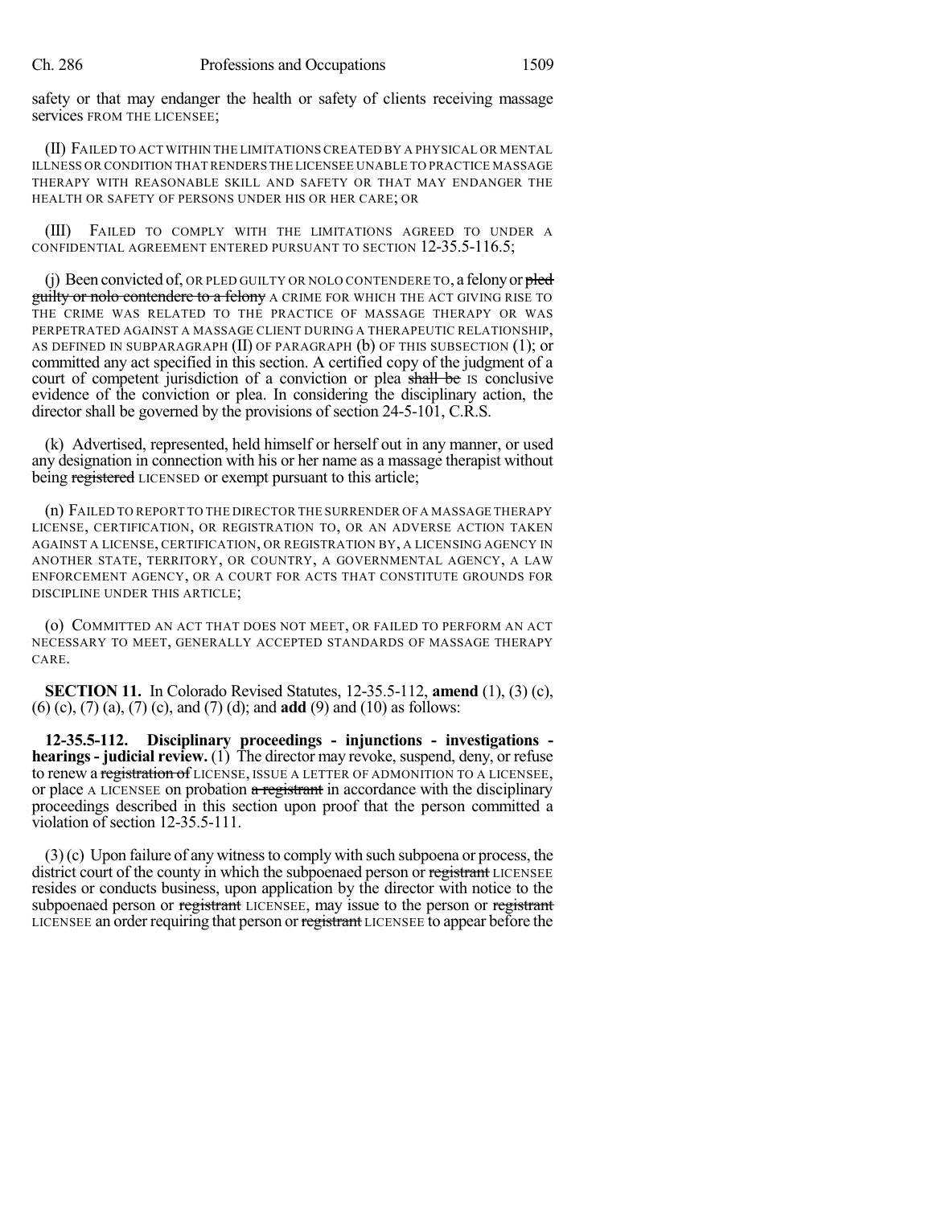safety or that may endanger the health or safety of clients receiving massage services FROM THE LICENSEE;

(II) FAILED TO ACT WITHIN THE LIMITATIONS CREATED BY A PHYSICAL OR MENTAL ILLNESS OR CONDITION THAT RENDERS THE LICENSEE UNABLE TO PRACTICE MASSAGE THERAPY WITH REASONABLE SKILL AND SAFETY OR THAT MAY ENDANGER THE HEALTH OR SAFETY OF PERSONS UNDER HIS OR HER CARE; OR

(III) FAILED TO COMPLY WITH THE LIMITATIONS AGREED TO UNDER A CONFIDENTIAL AGREEMENT ENTERED PURSUANT TO SECTION 12-35.5-116.5;

(j) Been convicted of, OR PLED GUILTY OR NOLO CONTENDERE TO, a felony or ~~pled guilty or nolo contendere to a felony~~ A CRIME FOR WHICH THE ACT GIVING RISE TO THE CRIME WAS RELATED TO THE PRACTICE OF MASSAGE THERAPY OR WAS PERPETRATED AGAINST A MASSAGE CLIENT DURING A THERAPEUTIC RELATIONSHIP, AS DEFINED IN SUBPARAGRAPH (II) OF PARAGRAPH (b) OF THIS SUBSECTION (1); or committed any act specified in this section. A certified copy of the judgment of a court of competent jurisdiction of a conviction or plea ~~shall be~~ IS conclusive evidence of the conviction or plea. In considering the disciplinary action, the director shall be governed by the provisions of section 24-5-101, C.R.S.

(k) Advertised, represented, held himself or herself out in any manner, or used any designation in connection with his or her name as a massage therapist without being ~~registered~~ LICENSED or exempt pursuant to this article;

(n) FAILED TO REPORT TO THE DIRECTOR THE SURRENDER OF A MASSAGE THERAPY LICENSE, CERTIFICATION, OR REGISTRATION TO, OR AN ADVERSE ACTION TAKEN AGAINST A LICENSE, CERTIFICATION, OR REGISTRATION BY, A LICENSING AGENCY IN ANOTHER STATE, TERRITORY, OR COUNTRY, A GOVERNMENTAL AGENCY, A LAW ENFORCEMENT AGENCY, OR A COURT FOR ACTS THAT CONSTITUTE GROUNDS FOR DISCIPLINE UNDER THIS ARTICLE;

(o) COMMITTED AN ACT THAT DOES NOT MEET, OR FAILED TO PERFORM AN ACT NECESSARY TO MEET, GENERALLY ACCEPTED STANDARDS OF MASSAGE THERAPY CARE.

**SECTION 11.** In Colorado Revised Statutes, 12-35.5-112, **amend** (1), (3) (c), (6) (c), (7) (a), (7) (c), and (7) (d); and **add** (9) and (10) as follows:

**12-35.5-112. Disciplinary proceedings - injunctions - investigations - hearings - judicial review.** (1) The director may revoke, suspend, deny, or refuse to renew a ~~registration of~~ LICENSE, ISSUE A LETTER OF ADMONITION TO A LICENSEE, or place A LICENSEE on probation ~~a registrant~~ in accordance with the disciplinary proceedings described in this section upon proof that the person committed a violation of section 12-35.5-111.

(3) (c) Upon failure of any witness to comply with such subpoena or process, the district court of the county in which the subpoenaed person or ~~registrant~~ LICENSEE resides or conducts business, upon application by the director with notice to the subpoenaed person or ~~registrant~~ LICENSEE, may issue to the person or ~~registrant~~ LICENSEE an order requiring that person or ~~registrant~~ LICENSEE to appear before the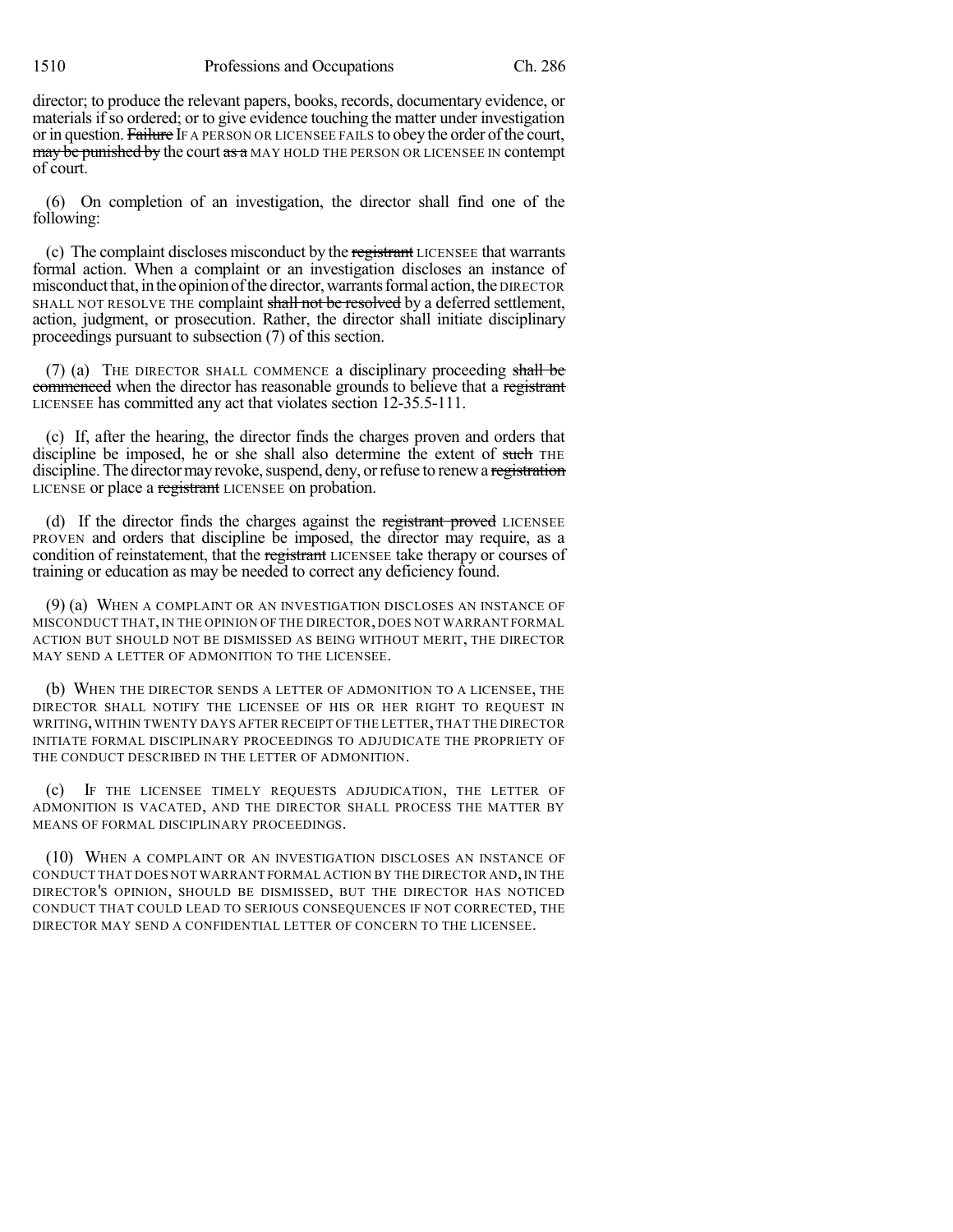director; to produce the relevant papers, books, records, documentary evidence, or materials if so ordered; or to give evidence touching the matter under investigation or in question. ~~Failure~~ IF A PERSON OR LICENSEE FAILS to obey the order of the court, ~~may be punished by~~ the court ~~as a~~ MAY HOLD THE PERSON OR LICENSEE IN contempt of court.

(6) On completion of an investigation, the director shall find one of the following:

(c) The complaint discloses misconduct by the ~~registrant~~ LICENSEE that warrants formal action. When a complaint or an investigation discloses an instance of misconduct that, in the opinion of the director, warrants formal action, the DIRECTOR SHALL NOT RESOLVE THE complaint ~~shall not be resolved~~ by a deferred settlement, action, judgment, or prosecution. Rather, the director shall initiate disciplinary proceedings pursuant to subsection (7) of this section.

(7) (a) THE DIRECTOR SHALL COMMENCE a disciplinary proceeding ~~shall be commenced~~ when the director has reasonable grounds to believe that a ~~registrant~~ LICENSEE has committed any act that violates section 12-35.5-111.

(c) If, after the hearing, the director finds the charges proven and orders that discipline be imposed, he or she shall also determine the extent of ~~such~~ THE discipline. The director may revoke, suspend, deny, or refuse to renew a ~~registration~~ LICENSE or place a ~~registrant~~ LICENSEE on probation.

(d) If the director finds the charges against the ~~registrant proved~~ LICENSEE PROVEN and orders that discipline be imposed, the director may require, as a condition of reinstatement, that the ~~registrant~~ LICENSEE take therapy or courses of training or education as may be needed to correct any deficiency found.

(9) (a) WHEN A COMPLAINT OR AN INVESTIGATION DISCLOSES AN INSTANCE OF MISCONDUCT THAT, IN THE OPINION OF THE DIRECTOR, DOES NOT WARRANT FORMAL ACTION BUT SHOULD NOT BE DISMISSED AS BEING WITHOUT MERIT, THE DIRECTOR MAY SEND A LETTER OF ADMONITION TO THE LICENSEE.

(b) WHEN THE DIRECTOR SENDS A LETTER OF ADMONITION TO A LICENSEE, THE DIRECTOR SHALL NOTIFY THE LICENSEE OF HIS OR HER RIGHT TO REQUEST IN WRITING, WITHIN TWENTY DAYS AFTER RECEIPT OF THE LETTER, THAT THE DIRECTOR INITIATE FORMAL DISCIPLINARY PROCEEDINGS TO ADJUDICATE THE PROPRIETY OF THE CONDUCT DESCRIBED IN THE LETTER OF ADMONITION.

(c) IF THE LICENSEE TIMELY REQUESTS ADJUDICATION, THE LETTER OF ADMONITION IS VACATED, AND THE DIRECTOR SHALL PROCESS THE MATTER BY MEANS OF FORMAL DISCIPLINARY PROCEEDINGS.

(10) WHEN A COMPLAINT OR AN INVESTIGATION DISCLOSES AN INSTANCE OF CONDUCT THAT DOES NOT WARRANT FORMAL ACTION BY THE DIRECTOR AND, IN THE DIRECTOR'S OPINION, SHOULD BE DISMISSED, BUT THE DIRECTOR HAS NOTICED CONDUCT THAT COULD LEAD TO SERIOUS CONSEQUENCES IF NOT CORRECTED, THE DIRECTOR MAY SEND A CONFIDENTIAL LETTER OF CONCERN TO THE LICENSEE.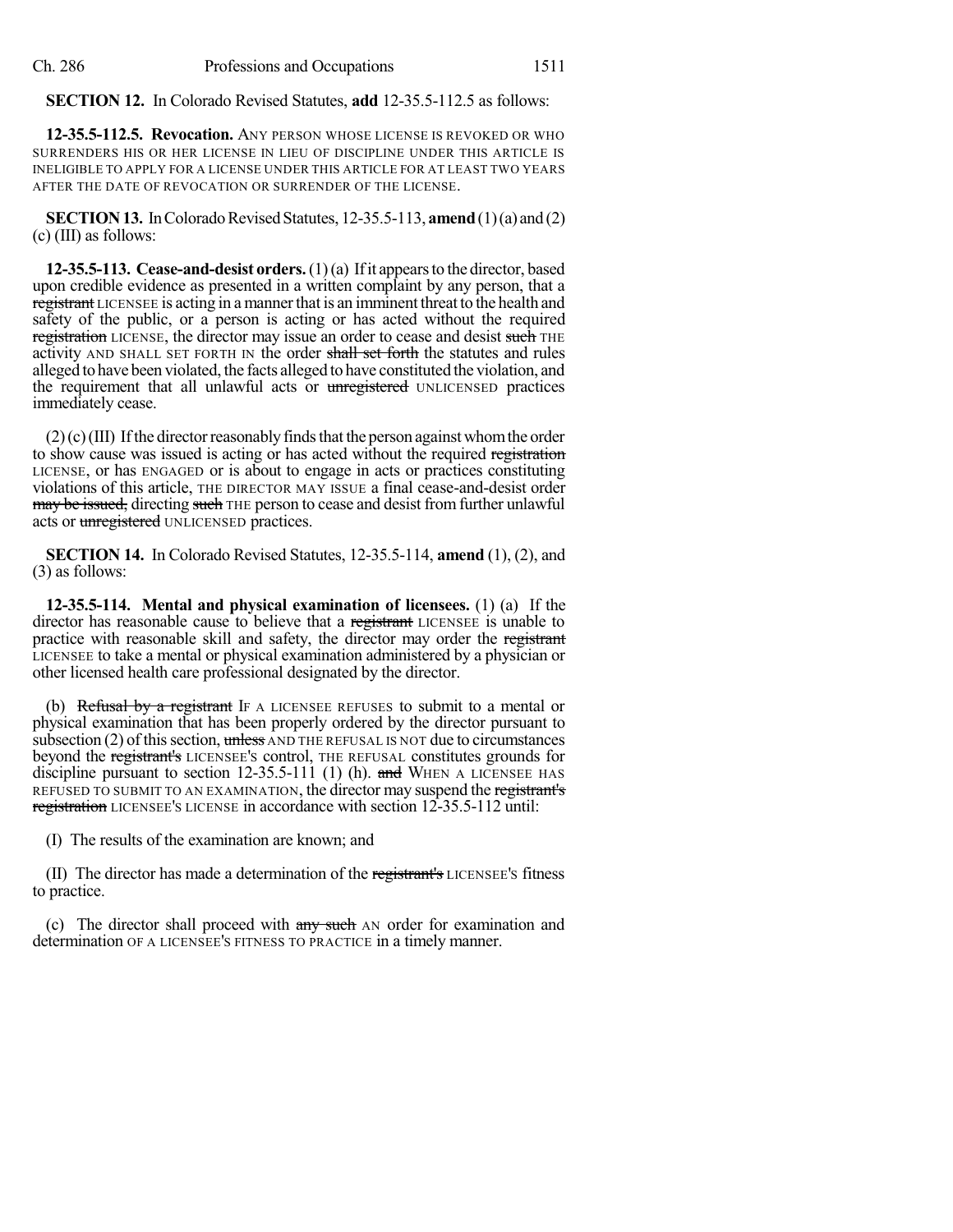**SECTION 12.** In Colorado Revised Statutes, **add** 12-35.5-112.5 as follows:

**12-35.5-112.5. Revocation.** ANY PERSON WHOSE LICENSE IS REVOKED OR WHO SURRENDERS HIS OR HER LICENSE IN LIEU OF DISCIPLINE UNDER THIS ARTICLE IS INELIGIBLE TO APPLY FOR A LICENSE UNDER THIS ARTICLE FOR AT LEAST TWO YEARS AFTER THE DATE OF REVOCATION OR SURRENDER OF THE LICENSE.

**SECTION 13.** In Colorado Revised Statutes, 12-35.5-113, **amend** (1) (a) and (2) (c) (III) as follows:

**12-35.5-113. Cease-and-desist orders.** (1) (a) If it appears to the director, based upon credible evidence as presented in a written complaint by any person, that a ~~registrant~~ LICENSEE is acting in a manner that is an imminent threat to the health and safety of the public, or a person is acting or has acted without the required ~~registration~~ LICENSE, the director may issue an order to cease and desist ~~such~~ THE activity AND SHALL SET FORTH IN the order ~~shall set forth~~ the statutes and rules alleged to have been violated, the facts alleged to have constituted the violation, and the requirement that all unlawful acts or ~~unregistered~~ UNLICENSED practices immediately cease.

(2) (c) (III) If the director reasonably finds that the person against whom the order to show cause was issued is acting or has acted without the required ~~registration~~ LICENSE, or has ENGAGED or is about to engage in acts or practices constituting violations of this article, THE DIRECTOR MAY ISSUE a final cease-and-desist order ~~may be issued,~~ directing ~~such~~ THE person to cease and desist from further unlawful acts or ~~unregistered~~ UNLICENSED practices.

**SECTION 14.** In Colorado Revised Statutes, 12-35.5-114, **amend** (1), (2), and (3) as follows:

**12-35.5-114. Mental and physical examination of licensees.** (1) (a) If the director has reasonable cause to believe that a ~~registrant~~ LICENSEE is unable to practice with reasonable skill and safety, the director may order the ~~registrant~~ LICENSEE to take a mental or physical examination administered by a physician or other licensed health care professional designated by the director.

(b) ~~Refusal by a registrant~~ IF A LICENSEE REFUSES to submit to a mental or physical examination that has been properly ordered by the director pursuant to subsection (2) of this section, ~~unless~~ AND THE REFUSAL IS NOT due to circumstances beyond the ~~registrant's~~ LICENSEE'S control, THE REFUSAL constitutes grounds for discipline pursuant to section 12-35.5-111 (1) (h). ~~and~~ WHEN A LICENSEE HAS REFUSED TO SUBMIT TO AN EXAMINATION, the director may suspend the ~~registrant's registration~~ LICENSEE'S LICENSE in accordance with section 12-35.5-112 until:

(I) The results of the examination are known; and

(II) The director has made a determination of the ~~registrant's~~ LICENSEE'S fitness to practice.

(c) The director shall proceed with ~~any such~~ AN order for examination and determination OF A LICENSEE'S FITNESS TO PRACTICE in a timely manner.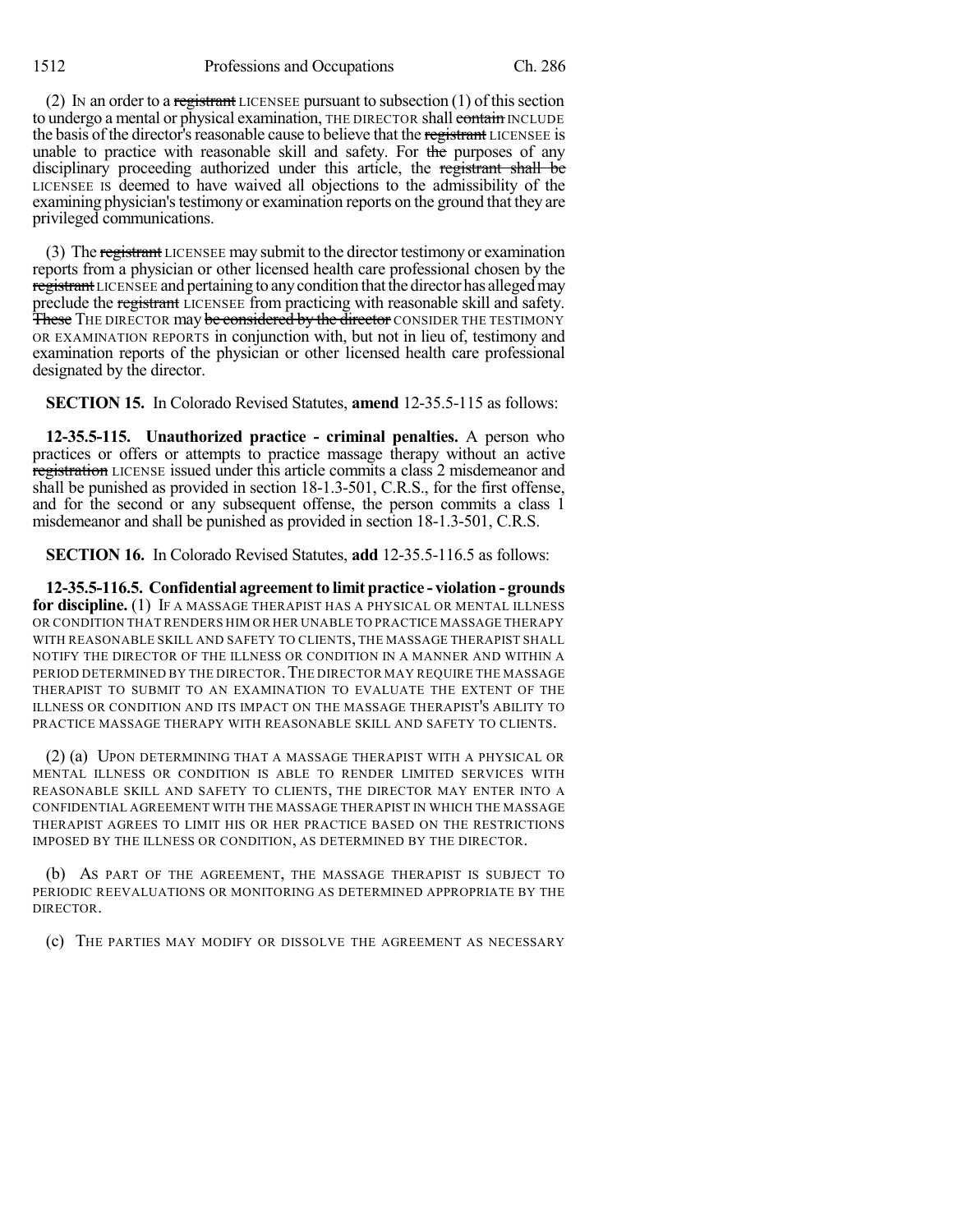(2) IN an order to a ~~registrant~~ LICENSEE pursuant to subsection (1) of this section to undergo a mental or physical examination, THE DIRECTOR shall ~~contain~~ INCLUDE the basis of the director's reasonable cause to believe that the ~~registrant~~ LICENSEE is unable to practice with reasonable skill and safety. For ~~the~~ purposes of any disciplinary proceeding authorized under this article, the ~~registrant shall be~~ LICENSEE IS deemed to have waived all objections to the admissibility of the examining physician's testimony or examination reports on the ground that they are privileged communications.

(3) The ~~registrant~~ LICENSEE may submit to the director testimony or examination reports from a physician or other licensed health care professional chosen by the ~~registrant~~ LICENSEE and pertaining to any condition that the director has alleged may preclude the ~~registrant~~ LICENSEE from practicing with reasonable skill and safety. ~~These~~ THE DIRECTOR may ~~be considered by the director~~ CONSIDER THE TESTIMONY OR EXAMINATION REPORTS in conjunction with, but not in lieu of, testimony and examination reports of the physician or other licensed health care professional designated by the director.

**SECTION 15.** In Colorado Revised Statutes, **amend** 12-35.5-115 as follows:

**12-35.5-115. Unauthorized practice - criminal penalties.** A person who practices or offers or attempts to practice massage therapy without an active ~~registration~~ LICENSE issued under this article commits a class 2 misdemeanor and shall be punished as provided in section 18-1.3-501, C.R.S., for the first offense, and for the second or any subsequent offense, the person commits a class 1 misdemeanor and shall be punished as provided in section 18-1.3-501, C.R.S.

**SECTION 16.** In Colorado Revised Statutes, **add** 12-35.5-116.5 as follows:

**12-35.5-116.5. Confidential agreement to limit practice - violation - grounds for discipline.** (1) IF A MASSAGE THERAPIST HAS A PHYSICAL OR MENTAL ILLNESS OR CONDITION THAT RENDERS HIM OR HER UNABLE TO PRACTICE MASSAGE THERAPY WITH REASONABLE SKILL AND SAFETY TO CLIENTS, THE MASSAGE THERAPIST SHALL NOTIFY THE DIRECTOR OF THE ILLNESS OR CONDITION IN A MANNER AND WITHIN A PERIOD DETERMINED BY THE DIRECTOR. THE DIRECTOR MAY REQUIRE THE MASSAGE THERAPIST TO SUBMIT TO AN EXAMINATION TO EVALUATE THE EXTENT OF THE ILLNESS OR CONDITION AND ITS IMPACT ON THE MASSAGE THERAPIST'S ABILITY TO PRACTICE MASSAGE THERAPY WITH REASONABLE SKILL AND SAFETY TO CLIENTS.

(2) (a) UPON DETERMINING THAT A MASSAGE THERAPIST WITH A PHYSICAL OR MENTAL ILLNESS OR CONDITION IS ABLE TO RENDER LIMITED SERVICES WITH REASONABLE SKILL AND SAFETY TO CLIENTS, THE DIRECTOR MAY ENTER INTO A CONFIDENTIAL AGREEMENT WITH THE MASSAGE THERAPIST IN WHICH THE MASSAGE THERAPIST AGREES TO LIMIT HIS OR HER PRACTICE BASED ON THE RESTRICTIONS IMPOSED BY THE ILLNESS OR CONDITION, AS DETERMINED BY THE DIRECTOR.

(b) AS PART OF THE AGREEMENT, THE MASSAGE THERAPIST IS SUBJECT TO PERIODIC REEVALUATIONS OR MONITORING AS DETERMINED APPROPRIATE BY THE DIRECTOR.

(c) THE PARTIES MAY MODIFY OR DISSOLVE THE AGREEMENT AS NECESSARY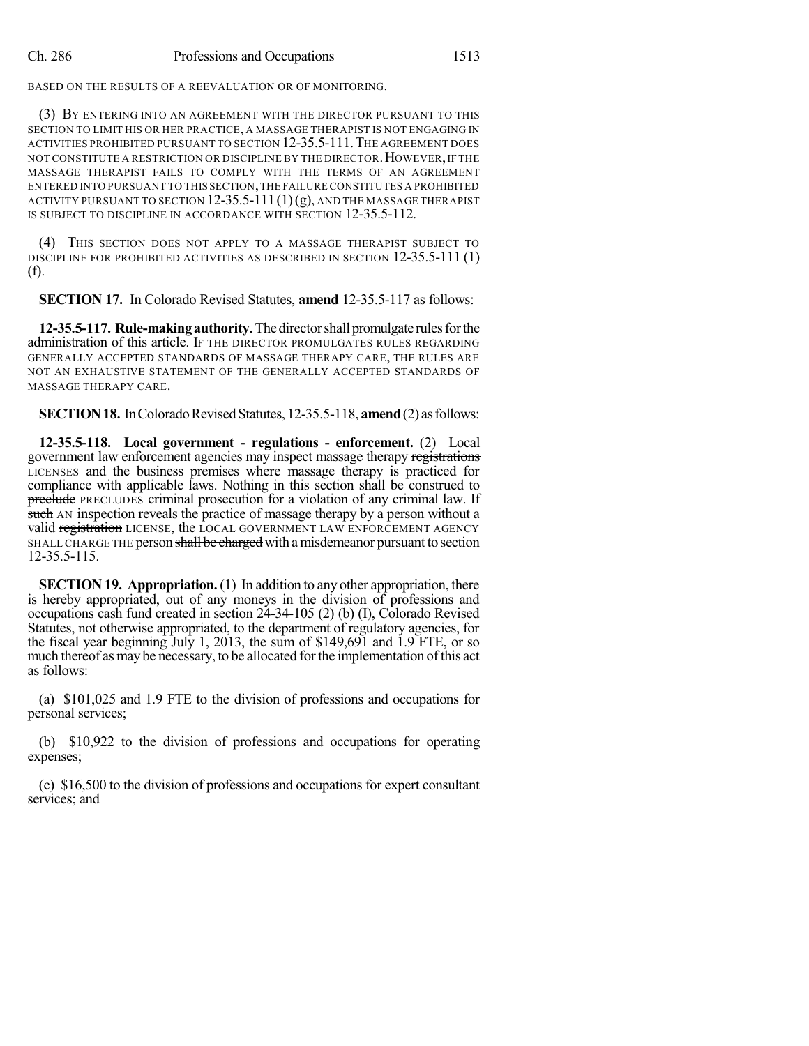BASED ON THE RESULTS OF A REEVALUATION OR OF MONITORING.

(3) BY ENTERING INTO AN AGREEMENT WITH THE DIRECTOR PURSUANT TO THIS SECTION TO LIMIT HIS OR HER PRACTICE, A MASSAGE THERAPIST IS NOT ENGAGING IN ACTIVITIES PROHIBITED PURSUANT TO SECTION 12-35.5-111. THE AGREEMENT DOES NOT CONSTITUTE A RESTRICTION OR DISCIPLINE BY THE DIRECTOR. HOWEVER, IF THE MASSAGE THERAPIST FAILS TO COMPLY WITH THE TERMS OF AN AGREEMENT ENTERED INTO PURSUANT TO THIS SECTION, THE FAILURE CONSTITUTES A PROHIBITED ACTIVITY PURSUANT TO SECTION 12-35.5-111 (1) (g), AND THE MASSAGE THERAPIST IS SUBJECT TO DISCIPLINE IN ACCORDANCE WITH SECTION 12-35.5-112.

(4) THIS SECTION DOES NOT APPLY TO A MASSAGE THERAPIST SUBJECT TO DISCIPLINE FOR PROHIBITED ACTIVITIES AS DESCRIBED IN SECTION 12-35.5-111 (1) (f).

**SECTION 17.** In Colorado Revised Statutes, **amend** 12-35.5-117 as follows:

**12-35.5-117. Rule-making authority.** The director shall promulgate rules for the administration of this article. IF THE DIRECTOR PROMULGATES RULES REGARDING GENERALLY ACCEPTED STANDARDS OF MASSAGE THERAPY CARE, THE RULES ARE NOT AN EXHAUSTIVE STATEMENT OF THE GENERALLY ACCEPTED STANDARDS OF MASSAGE THERAPY CARE.

**SECTION 18.** In Colorado Revised Statutes, 12-35.5-118, **amend** (2) as follows:

**12-35.5-118. Local government - regulations - enforcement.** (2) Local government law enforcement agencies may inspect massage therapy ~~registrations~~ LICENSES and the business premises where massage therapy is practiced for compliance with applicable laws. Nothing in this section ~~shall be construed to preclude~~ PRECLUDES criminal prosecution for a violation of any criminal law. If ~~such~~ AN inspection reveals the practice of massage therapy by a person without a valid ~~registration~~ LICENSE, the LOCAL GOVERNMENT LAW ENFORCEMENT AGENCY SHALL CHARGE THE person ~~shall be charged~~ with a misdemeanor pursuant to section 12-35.5-115.

**SECTION 19. Appropriation.** (1) In addition to any other appropriation, there is hereby appropriated, out of any moneys in the division of professions and occupations cash fund created in section 24-34-105 (2) (b) (I), Colorado Revised Statutes, not otherwise appropriated, to the department of regulatory agencies, for the fiscal year beginning July 1, 2013, the sum of $149,691 and 1.9 FTE, or so much thereof as may be necessary, to be allocated for the implementation of this act as follows:

(a) $101,025 and 1.9 FTE to the division of professions and occupations for personal services;

(b) $10,922 to the division of professions and occupations for operating expenses;

(c) $16,500 to the division of professions and occupations for expert consultant services; and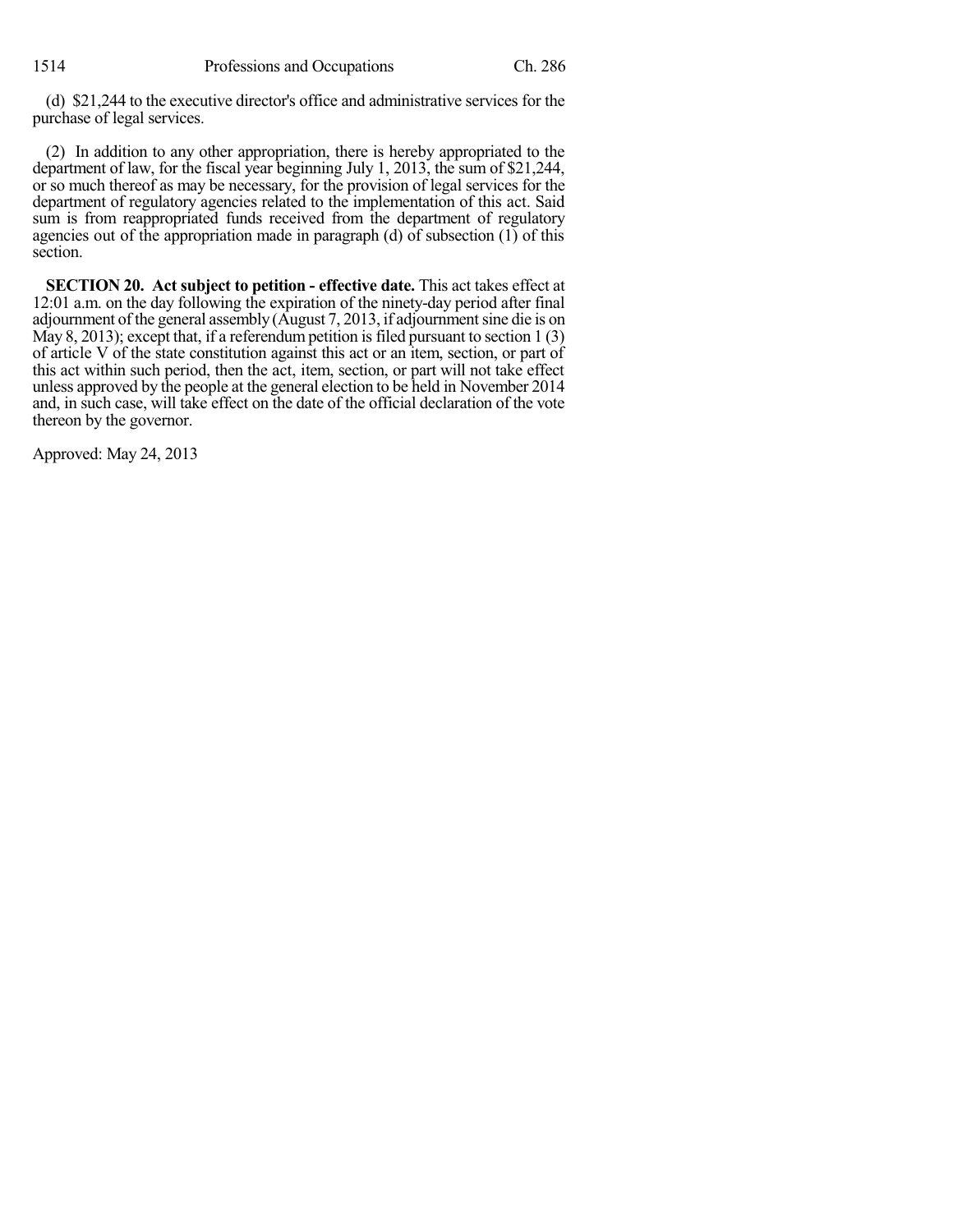(d) $21,244 to the executive director's office and administrative services for the purchase of legal services.

(2) In addition to any other appropriation, there is hereby appropriated to the department of law, for the fiscal year beginning July 1, 2013, the sum of $21,244, or so much thereof as may be necessary, for the provision of legal services for the department of regulatory agencies related to the implementation of this act. Said sum is from reappropriated funds received from the department of regulatory agencies out of the appropriation made in paragraph (d) of subsection (1) of this section.

**SECTION 20. Act subject to petition - effective date.** This act takes effect at 12:01 a.m. on the day following the expiration of the ninety-day period after final adjournment of the general assembly (August 7, 2013, if adjournment sine die is on May 8, 2013); except that, if a referendum petition is filed pursuant to section 1 (3) of article V of the state constitution against this act or an item, section, or part of this act within such period, then the act, item, section, or part will not take effect unless approved by the people at the general election to be held in November 2014 and, in such case, will take effect on the date of the official declaration of the vote thereon by the governor.

Approved: May 24, 2013